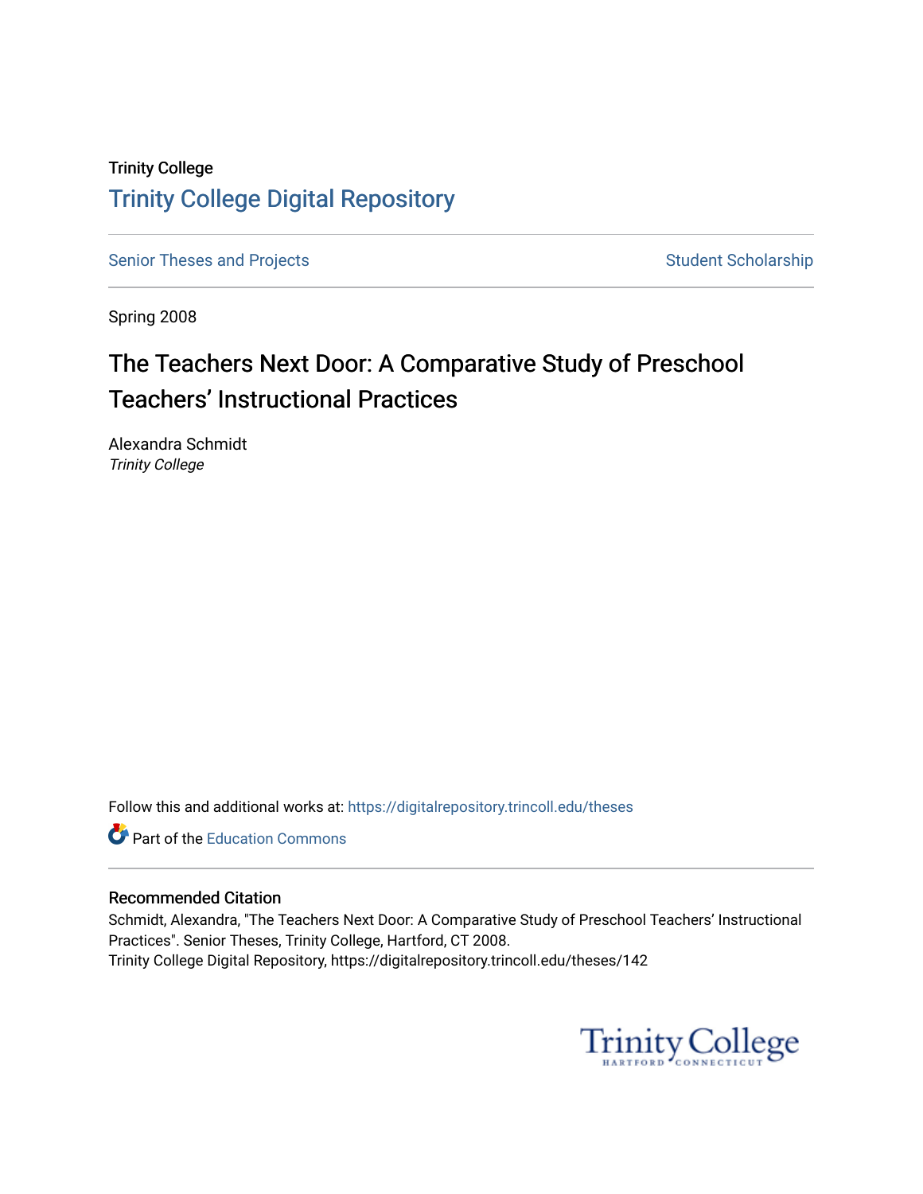Trinity College

# Trinity College Digital Repository

Senior Theses and Projects | Student Scholarship

Spring 2008

## The Teachers Next Door: A Comparative Study of Preschool Teachers' Instructional Practices

Alexandra Schmidt
*Trinity College*

Follow this and additional works at: https://digitalrepository.trincoll.edu/theses

Part of the Education Commons

### Recommended Citation

Schmidt, Alexandra, "The Teachers Next Door: A Comparative Study of Preschool Teachers' Instructional Practices". Senior Theses, Trinity College, Hartford, CT 2008.
Trinity College Digital Repository, https://digitalrepository.trincoll.edu/theses/142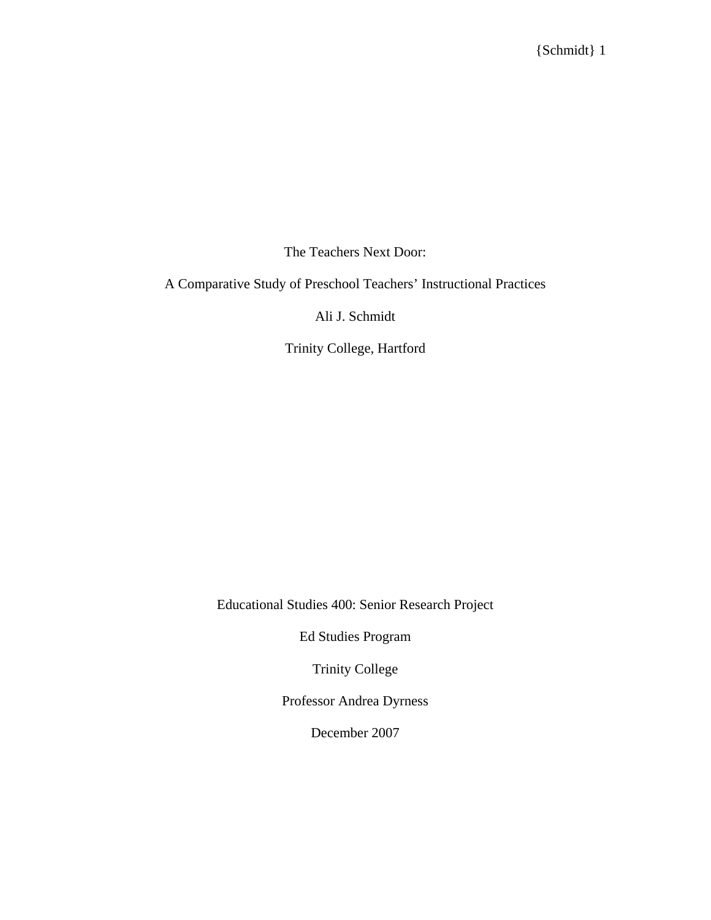The Teachers Next Door:

A Comparative Study of Preschool Teachers' Instructional Practices

Ali J. Schmidt

Trinity College, Hartford

Educational Studies 400: Senior Research Project

Ed Studies Program

Trinity College

Professor Andrea Dyrness

December 2007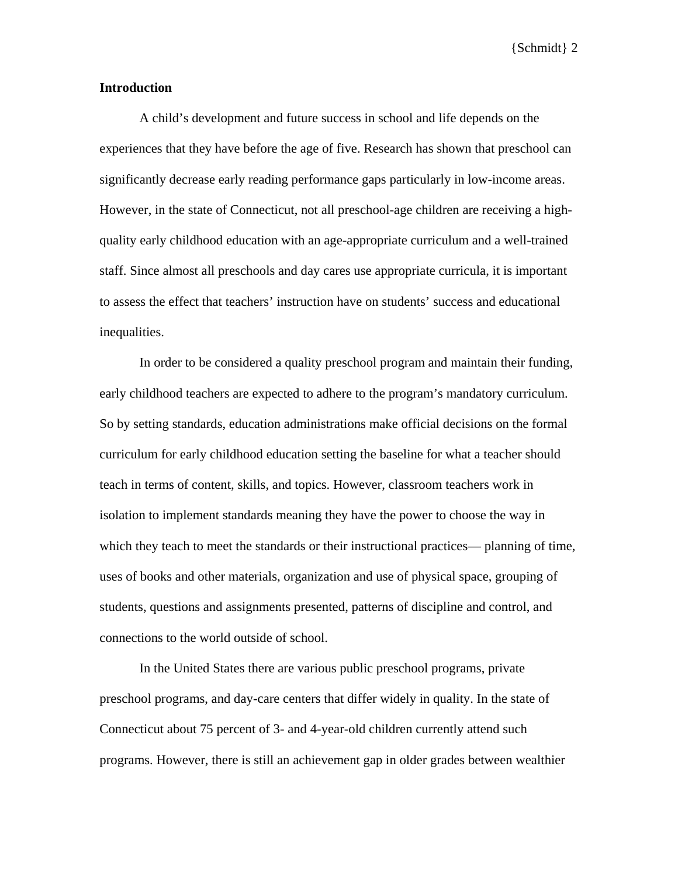## Introduction

A child's development and future success in school and life depends on the experiences that they have before the age of five. Research has shown that preschool can significantly decrease early reading performance gaps particularly in low-income areas. However, in the state of Connecticut, not all preschool-age children are receiving a high-quality early childhood education with an age-appropriate curriculum and a well-trained staff. Since almost all preschools and day cares use appropriate curricula, it is important to assess the effect that teachers' instruction have on students' success and educational inequalities.

In order to be considered a quality preschool program and maintain their funding, early childhood teachers are expected to adhere to the program's mandatory curriculum. So by setting standards, education administrations make official decisions on the formal curriculum for early childhood education setting the baseline for what a teacher should teach in terms of content, skills, and topics. However, classroom teachers work in isolation to implement standards meaning they have the power to choose the way in which they teach to meet the standards or their instructional practices— planning of time, uses of books and other materials, organization and use of physical space, grouping of students, questions and assignments presented, patterns of discipline and control, and connections to the world outside of school.

In the United States there are various public preschool programs, private preschool programs, and day-care centers that differ widely in quality. In the state of Connecticut about 75 percent of 3- and 4-year-old children currently attend such programs. However, there is still an achievement gap in older grades between wealthier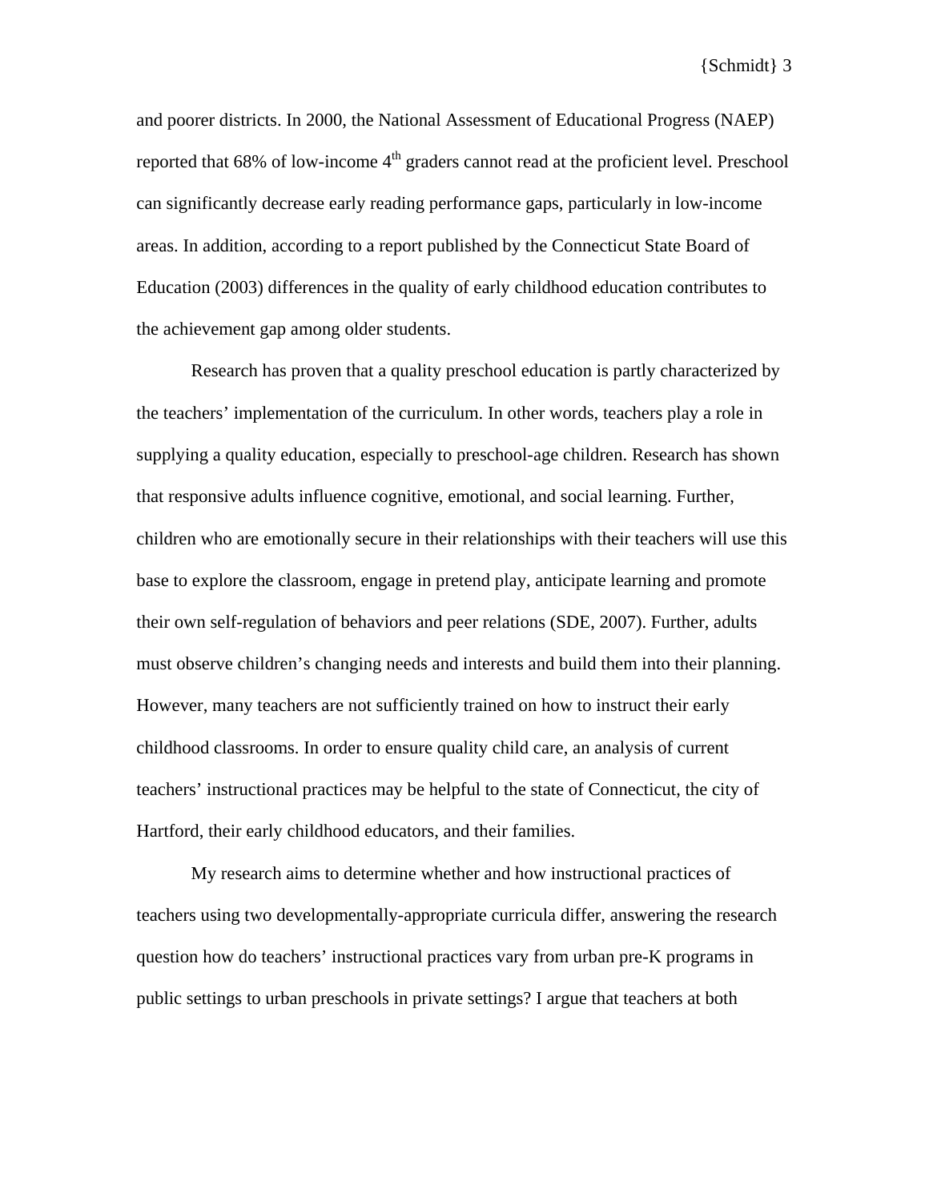and poorer districts. In 2000, the National Assessment of Educational Progress (NAEP) reported that 68% of low-income 4$^{th}$ graders cannot read at the proficient level. Preschool can significantly decrease early reading performance gaps, particularly in low-income areas. In addition, according to a report published by the Connecticut State Board of Education (2003) differences in the quality of early childhood education contributes to the achievement gap among older students.

Research has proven that a quality preschool education is partly characterized by the teachers' implementation of the curriculum. In other words, teachers play a role in supplying a quality education, especially to preschool-age children. Research has shown that responsive adults influence cognitive, emotional, and social learning. Further, children who are emotionally secure in their relationships with their teachers will use this base to explore the classroom, engage in pretend play, anticipate learning and promote their own self-regulation of behaviors and peer relations (SDE, 2007). Further, adults must observe children's changing needs and interests and build them into their planning. However, many teachers are not sufficiently trained on how to instruct their early childhood classrooms. In order to ensure quality child care, an analysis of current teachers' instructional practices may be helpful to the state of Connecticut, the city of Hartford, their early childhood educators, and their families.

My research aims to determine whether and how instructional practices of teachers using two developmentally-appropriate curricula differ, answering the research question how do teachers' instructional practices vary from urban pre-K programs in public settings to urban preschools in private settings? I argue that teachers at both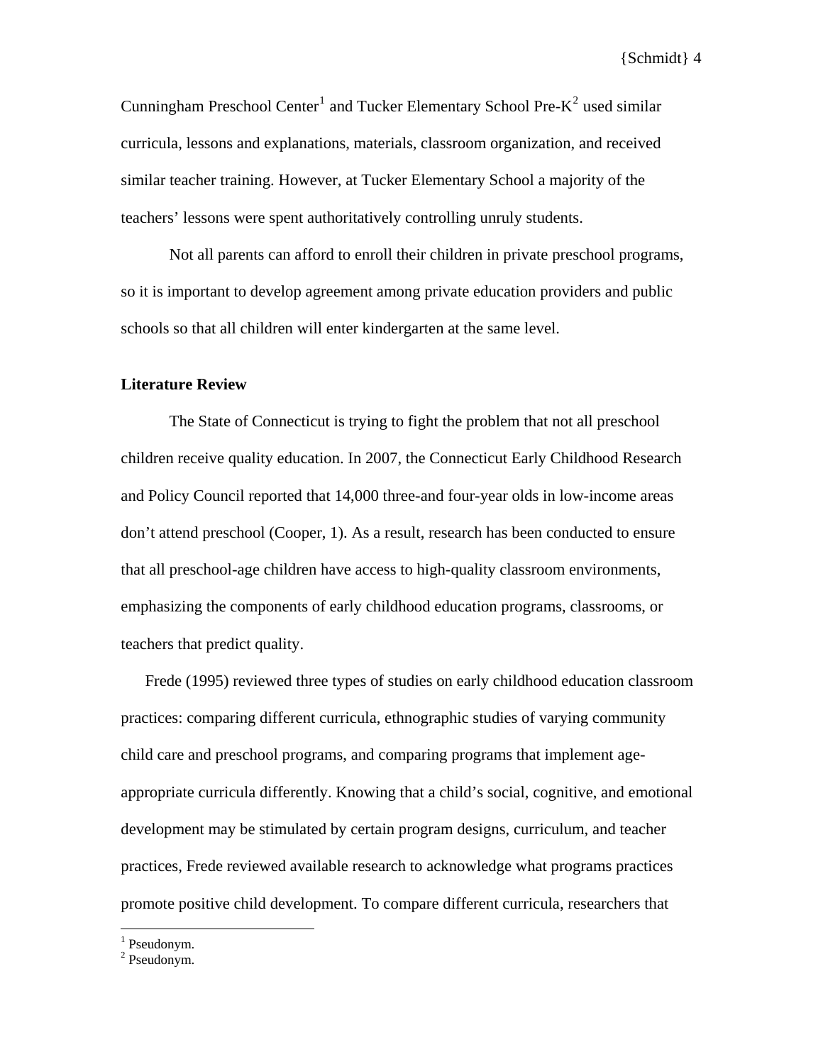Cunningham Preschool Center[1] and Tucker Elementary School Pre-K[2] used similar curricula, lessons and explanations, materials, classroom organization, and received similar teacher training. However, at Tucker Elementary School a majority of the teachers' lessons were spent authoritatively controlling unruly students.

Not all parents can afford to enroll their children in private preschool programs, so it is important to develop agreement among private education providers and public schools so that all children will enter kindergarten at the same level.

**Literature Review**

The State of Connecticut is trying to fight the problem that not all preschool children receive quality education. In 2007, the Connecticut Early Childhood Research and Policy Council reported that 14,000 three-and four-year olds in low-income areas don't attend preschool (Cooper, 1). As a result, research has been conducted to ensure that all preschool-age children have access to high-quality classroom environments, emphasizing the components of early childhood education programs, classrooms, or teachers that predict quality.

Frede (1995) reviewed three types of studies on early childhood education classroom practices: comparing different curricula, ethnographic studies of varying community child care and preschool programs, and comparing programs that implement age-appropriate curricula differently. Knowing that a child's social, cognitive, and emotional development may be stimulated by certain program designs, curriculum, and teacher practices, Frede reviewed available research to acknowledge what programs practices promote positive child development. To compare different curricula, researchers that

[1] Pseudonym.
[2] Pseudonym.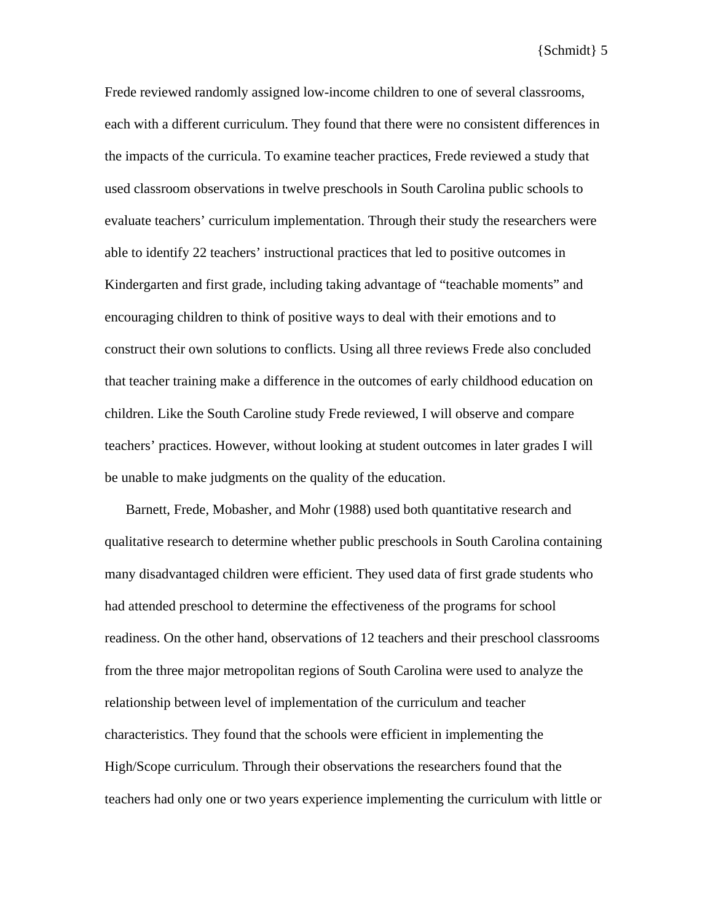Frede reviewed randomly assigned low-income children to one of several classrooms, each with a different curriculum. They found that there were no consistent differences in the impacts of the curricula. To examine teacher practices, Frede reviewed a study that used classroom observations in twelve preschools in South Carolina public schools to evaluate teachers' curriculum implementation. Through their study the researchers were able to identify 22 teachers' instructional practices that led to positive outcomes in Kindergarten and first grade, including taking advantage of "teachable moments" and encouraging children to think of positive ways to deal with their emotions and to construct their own solutions to conflicts. Using all three reviews Frede also concluded that teacher training make a difference in the outcomes of early childhood education on children. Like the South Caroline study Frede reviewed, I will observe and compare teachers' practices. However, without looking at student outcomes in later grades I will be unable to make judgments on the quality of the education.

Barnett, Frede, Mobasher, and Mohr (1988) used both quantitative research and qualitative research to determine whether public preschools in South Carolina containing many disadvantaged children were efficient. They used data of first grade students who had attended preschool to determine the effectiveness of the programs for school readiness. On the other hand, observations of 12 teachers and their preschool classrooms from the three major metropolitan regions of South Carolina were used to analyze the relationship between level of implementation of the curriculum and teacher characteristics. They found that the schools were efficient in implementing the High/Scope curriculum. Through their observations the researchers found that the teachers had only one or two years experience implementing the curriculum with little or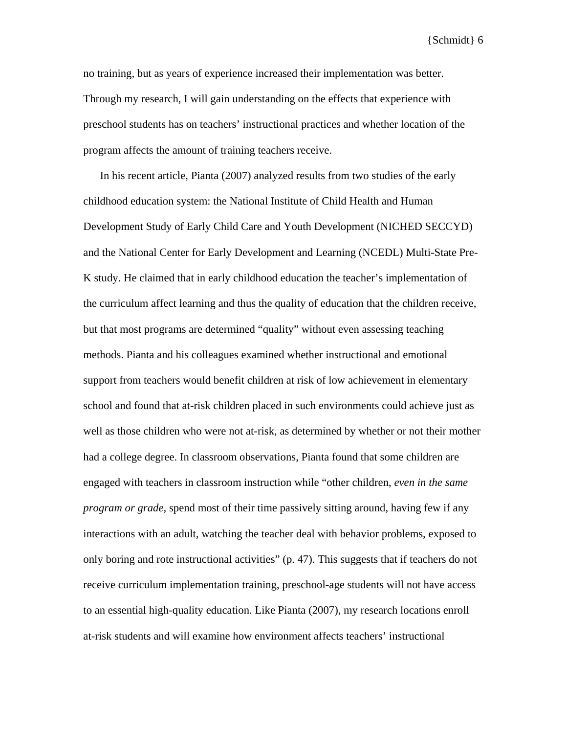no training, but as years of experience increased their implementation was better. Through my research, I will gain understanding on the effects that experience with preschool students has on teachers' instructional practices and whether location of the program affects the amount of training teachers receive.

In his recent article, Pianta (2007) analyzed results from two studies of the early childhood education system: the National Institute of Child Health and Human Development Study of Early Child Care and Youth Development (NICHED SECCYD) and the National Center for Early Development and Learning (NCEDL) Multi-State Pre-K study. He claimed that in early childhood education the teacher's implementation of the curriculum affect learning and thus the quality of education that the children receive, but that most programs are determined "quality" without even assessing teaching methods. Pianta and his colleagues examined whether instructional and emotional support from teachers would benefit children at risk of low achievement in elementary school and found that at-risk children placed in such environments could achieve just as well as those children who were not at-risk, as determined by whether or not their mother had a college degree. In classroom observations, Pianta found that some children are engaged with teachers in classroom instruction while "other children, *even in the same program or grade*, spend most of their time passively sitting around, having few if any interactions with an adult, watching the teacher deal with behavior problems, exposed to only boring and rote instructional activities" (p. 47). This suggests that if teachers do not receive curriculum implementation training, preschool-age students will not have access to an essential high-quality education. Like Pianta (2007), my research locations enroll at-risk students and will examine how environment affects teachers' instructional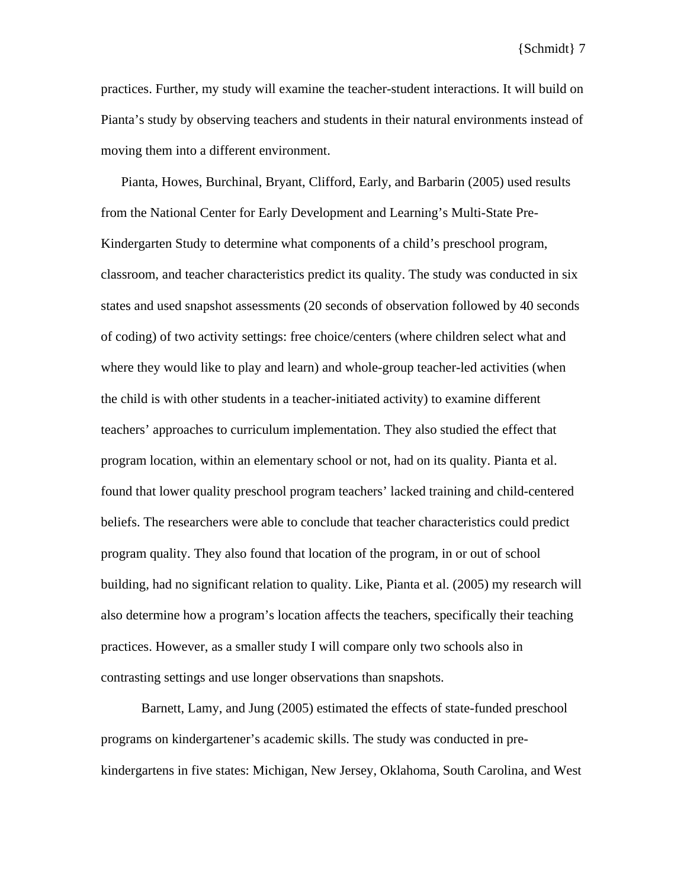practices. Further, my study will examine the teacher-student interactions. It will build on Pianta's study by observing teachers and students in their natural environments instead of moving them into a different environment.

Pianta, Howes, Burchinal, Bryant, Clifford, Early, and Barbarin (2005) used results from the National Center for Early Development and Learning's Multi-State Pre-Kindergarten Study to determine what components of a child's preschool program, classroom, and teacher characteristics predict its quality. The study was conducted in six states and used snapshot assessments (20 seconds of observation followed by 40 seconds of coding) of two activity settings: free choice/centers (where children select what and where they would like to play and learn) and whole-group teacher-led activities (when the child is with other students in a teacher-initiated activity) to examine different teachers' approaches to curriculum implementation. They also studied the effect that program location, within an elementary school or not, had on its quality. Pianta et al. found that lower quality preschool program teachers' lacked training and child-centered beliefs. The researchers were able to conclude that teacher characteristics could predict program quality. They also found that location of the program, in or out of school building, had no significant relation to quality. Like, Pianta et al. (2005) my research will also determine how a program's location affects the teachers, specifically their teaching practices. However, as a smaller study I will compare only two schools also in contrasting settings and use longer observations than snapshots.

Barnett, Lamy, and Jung (2005) estimated the effects of state-funded preschool programs on kindergartener's academic skills. The study was conducted in pre-kindergartens in five states: Michigan, New Jersey, Oklahoma, South Carolina, and West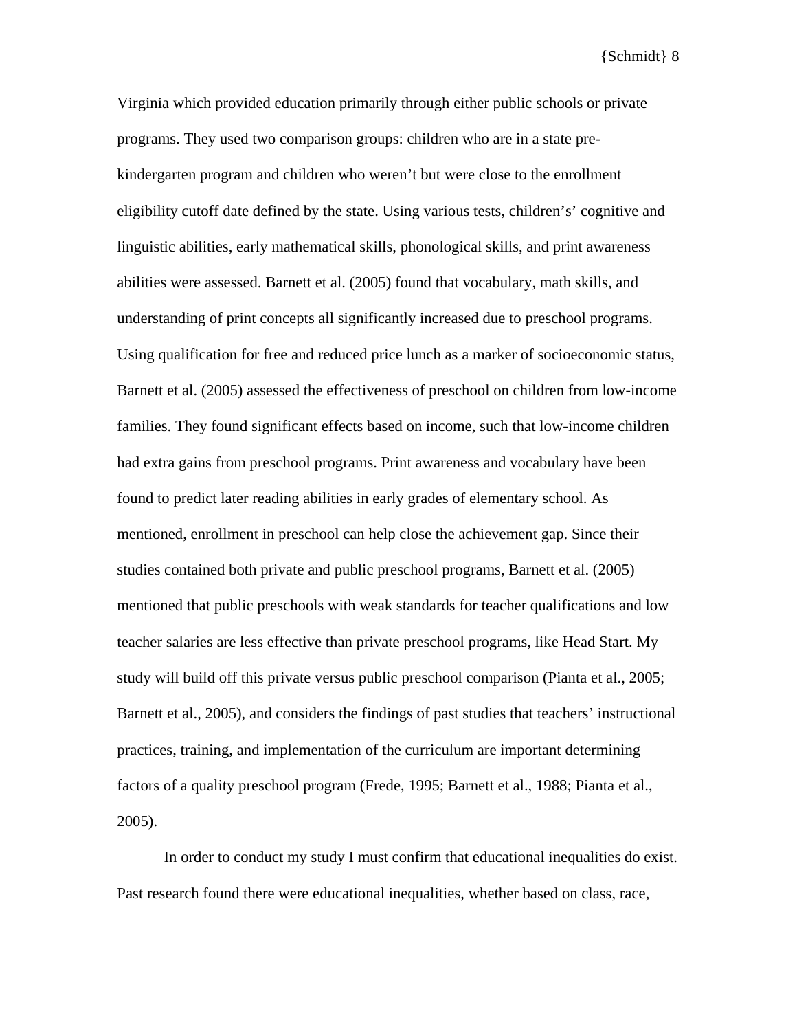Virginia which provided education primarily through either public schools or private programs. They used two comparison groups: children who are in a state pre-kindergarten program and children who weren't but were close to the enrollment eligibility cutoff date defined by the state. Using various tests, children's' cognitive and linguistic abilities, early mathematical skills, phonological skills, and print awareness abilities were assessed. Barnett et al. (2005) found that vocabulary, math skills, and understanding of print concepts all significantly increased due to preschool programs. Using qualification for free and reduced price lunch as a marker of socioeconomic status, Barnett et al. (2005) assessed the effectiveness of preschool on children from low-income families. They found significant effects based on income, such that low-income children had extra gains from preschool programs. Print awareness and vocabulary have been found to predict later reading abilities in early grades of elementary school. As mentioned, enrollment in preschool can help close the achievement gap. Since their studies contained both private and public preschool programs, Barnett et al. (2005) mentioned that public preschools with weak standards for teacher qualifications and low teacher salaries are less effective than private preschool programs, like Head Start. My study will build off this private versus public preschool comparison (Pianta et al., 2005; Barnett et al., 2005), and considers the findings of past studies that teachers' instructional practices, training, and implementation of the curriculum are important determining factors of a quality preschool program (Frede, 1995; Barnett et al., 1988; Pianta et al., 2005).

In order to conduct my study I must confirm that educational inequalities do exist. Past research found there were educational inequalities, whether based on class, race,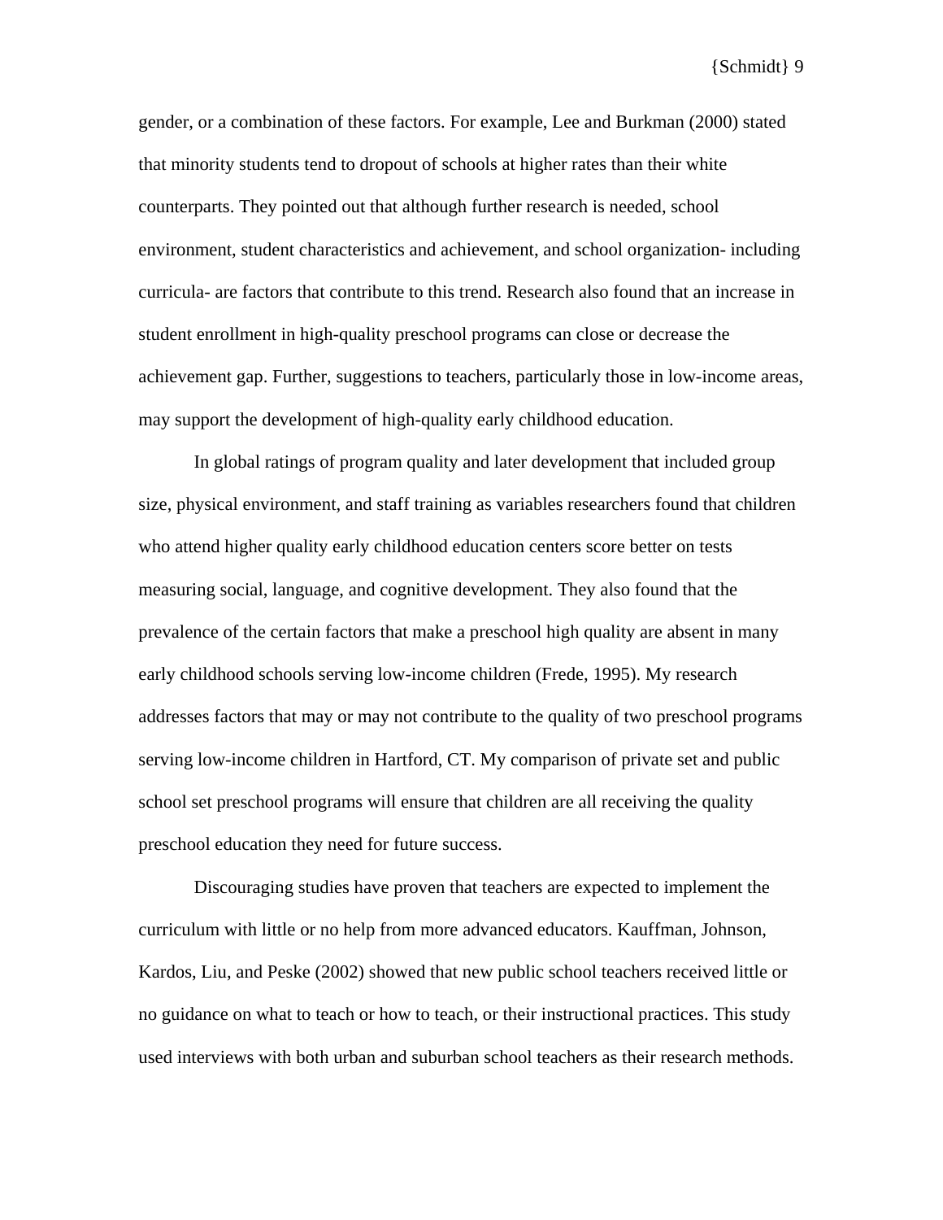gender, or a combination of these factors. For example, Lee and Burkman (2000) stated that minority students tend to dropout of schools at higher rates than their white counterparts. They pointed out that although further research is needed, school environment, student characteristics and achievement, and school organization- including curricula- are factors that contribute to this trend. Research also found that an increase in student enrollment in high-quality preschool programs can close or decrease the achievement gap. Further, suggestions to teachers, particularly those in low-income areas, may support the development of high-quality early childhood education.

In global ratings of program quality and later development that included group size, physical environment, and staff training as variables researchers found that children who attend higher quality early childhood education centers score better on tests measuring social, language, and cognitive development. They also found that the prevalence of the certain factors that make a preschool high quality are absent in many early childhood schools serving low-income children (Frede, 1995). My research addresses factors that may or may not contribute to the quality of two preschool programs serving low-income children in Hartford, CT. My comparison of private set and public school set preschool programs will ensure that children are all receiving the quality preschool education they need for future success.

Discouraging studies have proven that teachers are expected to implement the curriculum with little or no help from more advanced educators. Kauffman, Johnson, Kardos, Liu, and Peske (2002) showed that new public school teachers received little or no guidance on what to teach or how to teach, or their instructional practices. This study used interviews with both urban and suburban school teachers as their research methods.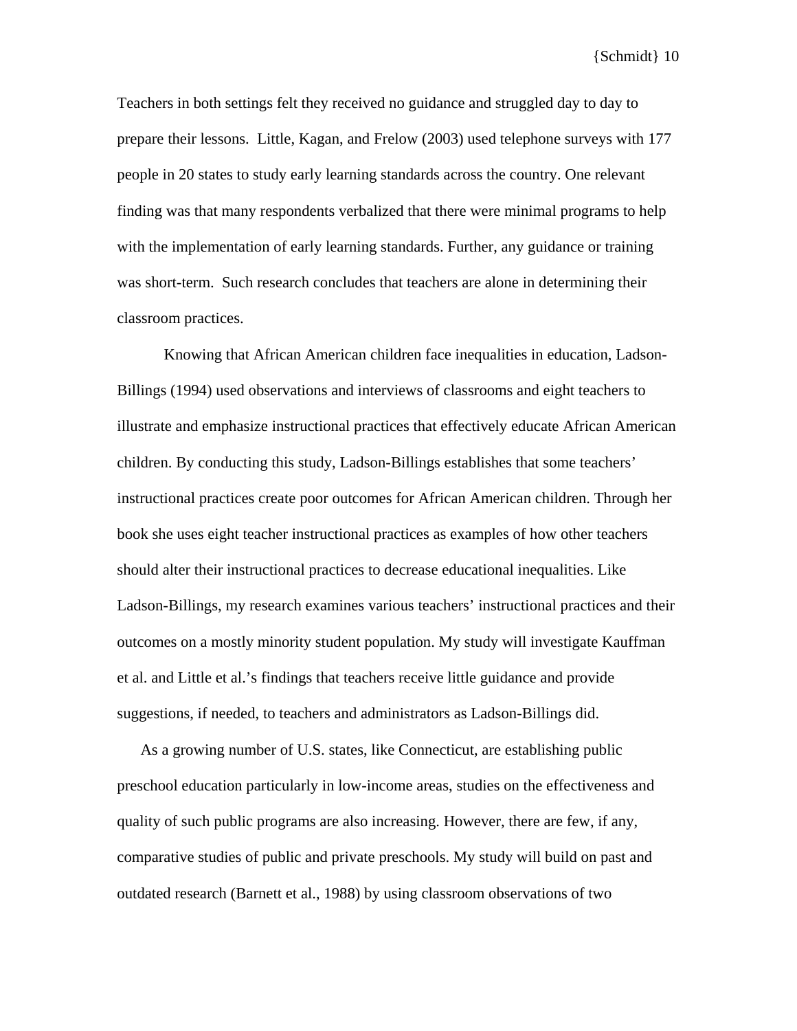Teachers in both settings felt they received no guidance and struggled day to day to prepare their lessons. Little, Kagan, and Frelow (2003) used telephone surveys with 177 people in 20 states to study early learning standards across the country. One relevant finding was that many respondents verbalized that there were minimal programs to help with the implementation of early learning standards. Further, any guidance or training was short-term. Such research concludes that teachers are alone in determining their classroom practices.

Knowing that African American children face inequalities in education, Ladson-Billings (1994) used observations and interviews of classrooms and eight teachers to illustrate and emphasize instructional practices that effectively educate African American children. By conducting this study, Ladson-Billings establishes that some teachers' instructional practices create poor outcomes for African American children. Through her book she uses eight teacher instructional practices as examples of how other teachers should alter their instructional practices to decrease educational inequalities. Like Ladson-Billings, my research examines various teachers' instructional practices and their outcomes on a mostly minority student population. My study will investigate Kauffman et al. and Little et al.'s findings that teachers receive little guidance and provide suggestions, if needed, to teachers and administrators as Ladson-Billings did.

As a growing number of U.S. states, like Connecticut, are establishing public preschool education particularly in low-income areas, studies on the effectiveness and quality of such public programs are also increasing. However, there are few, if any, comparative studies of public and private preschools. My study will build on past and outdated research (Barnett et al., 1988) by using classroom observations of two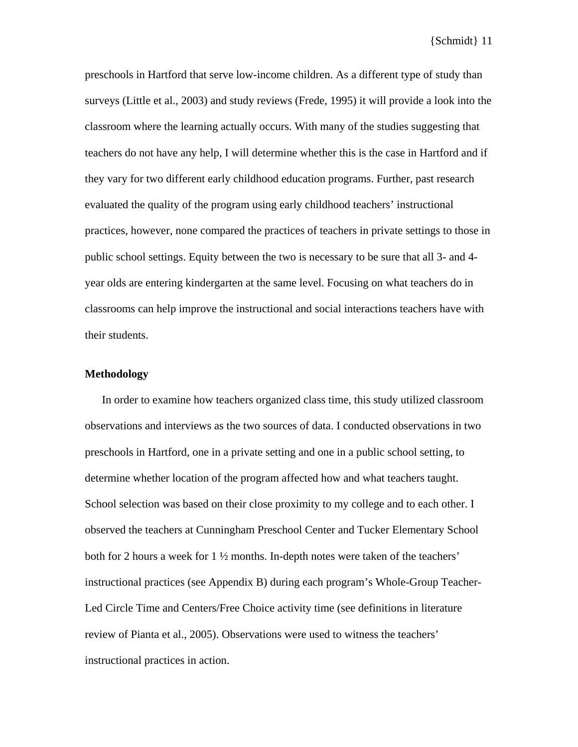preschools in Hartford that serve low-income children. As a different type of study than surveys (Little et al., 2003) and study reviews (Frede, 1995) it will provide a look into the classroom where the learning actually occurs. With many of the studies suggesting that teachers do not have any help, I will determine whether this is the case in Hartford and if they vary for two different early childhood education programs. Further, past research evaluated the quality of the program using early childhood teachers' instructional practices, however, none compared the practices of teachers in private settings to those in public school settings. Equity between the two is necessary to be sure that all 3- and 4-year olds are entering kindergarten at the same level. Focusing on what teachers do in classrooms can help improve the instructional and social interactions teachers have with their students.

**Methodology**

In order to examine how teachers organized class time, this study utilized classroom observations and interviews as the two sources of data. I conducted observations in two preschools in Hartford, one in a private setting and one in a public school setting, to determine whether location of the program affected how and what teachers taught. School selection was based on their close proximity to my college and to each other. I observed the teachers at Cunningham Preschool Center and Tucker Elementary School both for 2 hours a week for 1 ½ months. In-depth notes were taken of the teachers' instructional practices (see Appendix B) during each program's Whole-Group Teacher-Led Circle Time and Centers/Free Choice activity time (see definitions in literature review of Pianta et al., 2005). Observations were used to witness the teachers' instructional practices in action.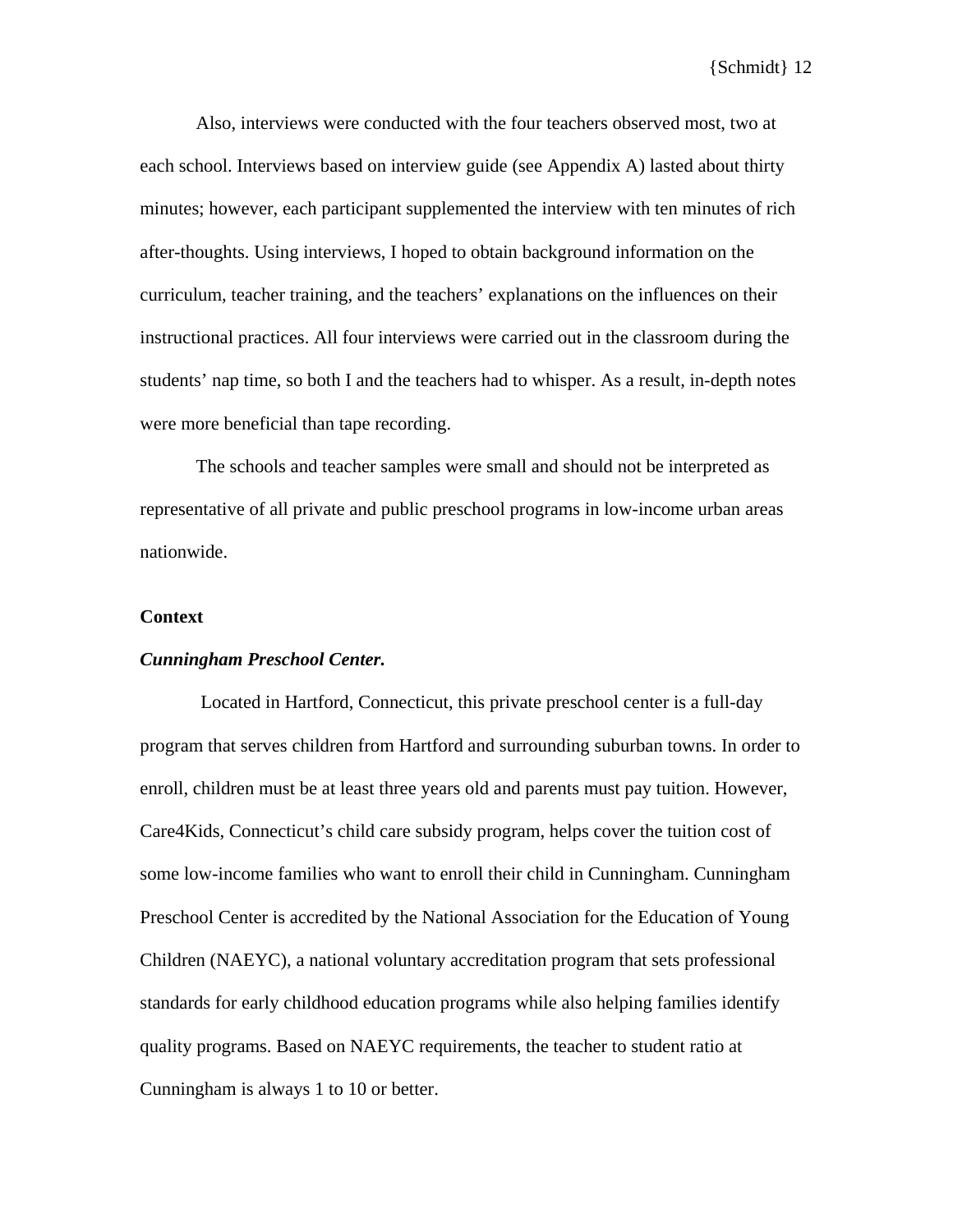Also, interviews were conducted with the four teachers observed most, two at each school. Interviews based on interview guide (see Appendix A) lasted about thirty minutes; however, each participant supplemented the interview with ten minutes of rich after-thoughts. Using interviews, I hoped to obtain background information on the curriculum, teacher training, and the teachers' explanations on the influences on their instructional practices. All four interviews were carried out in the classroom during the students' nap time, so both I and the teachers had to whisper. As a result, in-depth notes were more beneficial than tape recording.

The schools and teacher samples were small and should not be interpreted as representative of all private and public preschool programs in low-income urban areas nationwide.

## Context

### *Cunningham Preschool Center.*

Located in Hartford, Connecticut, this private preschool center is a full-day program that serves children from Hartford and surrounding suburban towns. In order to enroll, children must be at least three years old and parents must pay tuition. However, Care4Kids, Connecticut's child care subsidy program, helps cover the tuition cost of some low-income families who want to enroll their child in Cunningham. Cunningham Preschool Center is accredited by the National Association for the Education of Young Children (NAEYC), a national voluntary accreditation program that sets professional standards for early childhood education programs while also helping families identify quality programs. Based on NAEYC requirements, the teacher to student ratio at Cunningham is always 1 to 10 or better.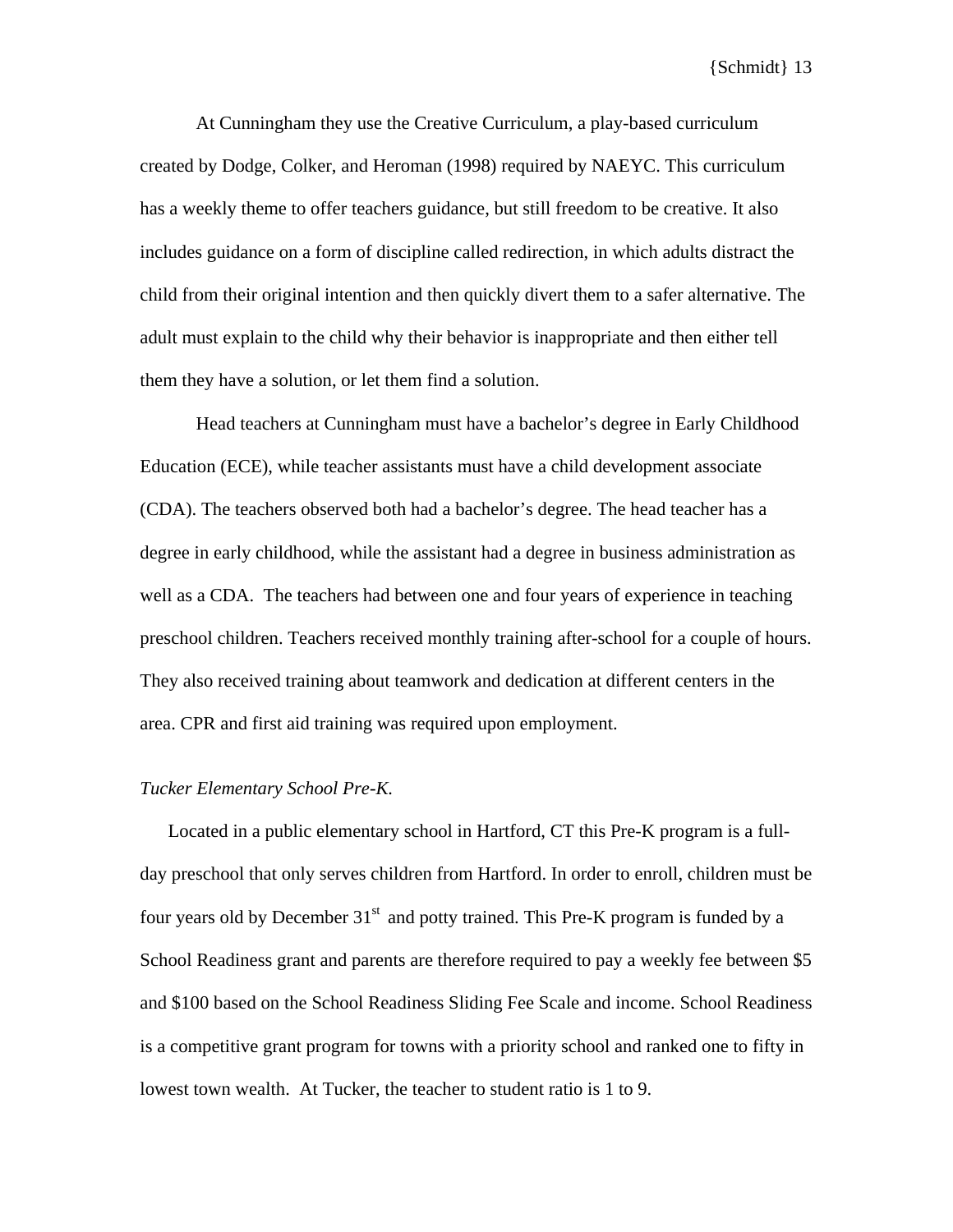At Cunningham they use the Creative Curriculum, a play-based curriculum created by Dodge, Colker, and Heroman (1998) required by NAEYC. This curriculum has a weekly theme to offer teachers guidance, but still freedom to be creative. It also includes guidance on a form of discipline called redirection, in which adults distract the child from their original intention and then quickly divert them to a safer alternative. The adult must explain to the child why their behavior is inappropriate and then either tell them they have a solution, or let them find a solution.

Head teachers at Cunningham must have a bachelor's degree in Early Childhood Education (ECE), while teacher assistants must have a child development associate (CDA). The teachers observed both had a bachelor's degree. The head teacher has a degree in early childhood, while the assistant had a degree in business administration as well as a CDA. The teachers had between one and four years of experience in teaching preschool children. Teachers received monthly training after-school for a couple of hours. They also received training about teamwork and dedication at different centers in the area. CPR and first aid training was required upon employment.

*Tucker Elementary School Pre-K.*

Located in a public elementary school in Hartford, CT this Pre-K program is a full-day preschool that only serves children from Hartford. In order to enroll, children must be four years old by December 31st and potty trained. This Pre-K program is funded by a School Readiness grant and parents are therefore required to pay a weekly fee between $5 and $100 based on the School Readiness Sliding Fee Scale and income. School Readiness is a competitive grant program for towns with a priority school and ranked one to fifty in lowest town wealth. At Tucker, the teacher to student ratio is 1 to 9.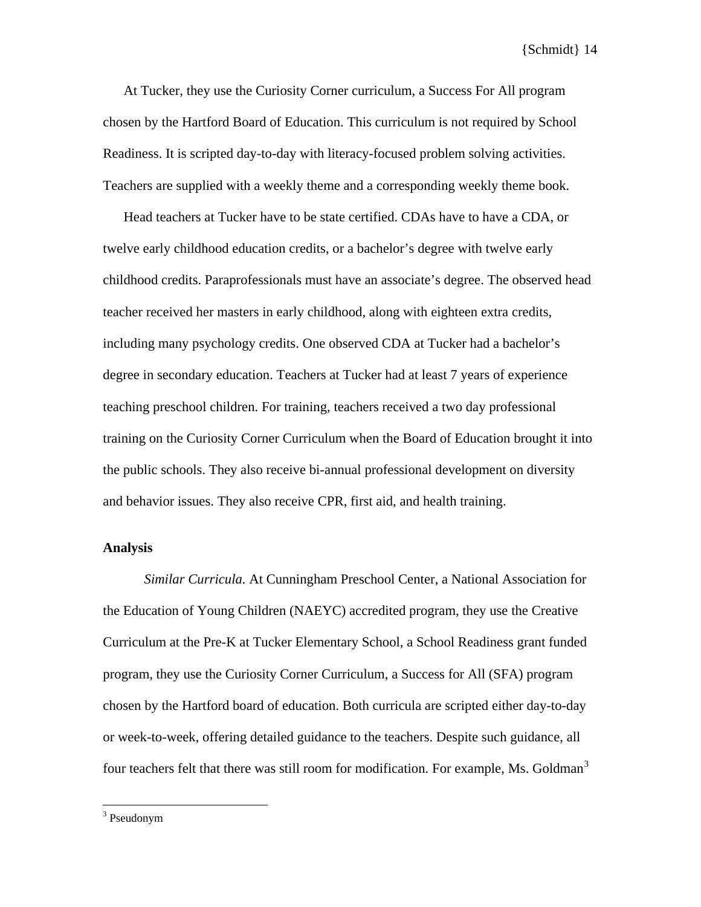At Tucker, they use the Curiosity Corner curriculum, a Success For All program chosen by the Hartford Board of Education. This curriculum is not required by School Readiness. It is scripted day-to-day with literacy-focused problem solving activities. Teachers are supplied with a weekly theme and a corresponding weekly theme book.

Head teachers at Tucker have to be state certified. CDAs have to have a CDA, or twelve early childhood education credits, or a bachelor's degree with twelve early childhood credits. Paraprofessionals must have an associate's degree. The observed head teacher received her masters in early childhood, along with eighteen extra credits, including many psychology credits. One observed CDA at Tucker had a bachelor's degree in secondary education. Teachers at Tucker had at least 7 years of experience teaching preschool children. For training, teachers received a two day professional training on the Curiosity Corner Curriculum when the Board of Education brought it into the public schools. They also receive bi-annual professional development on diversity and behavior issues. They also receive CPR, first aid, and health training.

**Analysis**

*Similar Curricula.* At Cunningham Preschool Center, a National Association for the Education of Young Children (NAEYC) accredited program, they use the Creative Curriculum at the Pre-K at Tucker Elementary School, a School Readiness grant funded program, they use the Curiosity Corner Curriculum, a Success for All (SFA) program chosen by the Hartford board of education. Both curricula are scripted either day-to-day or week-to-week, offering detailed guidance to the teachers. Despite such guidance, all four teachers felt that there was still room for modification. For example, Ms. Goldman[3]

[3] Pseudonym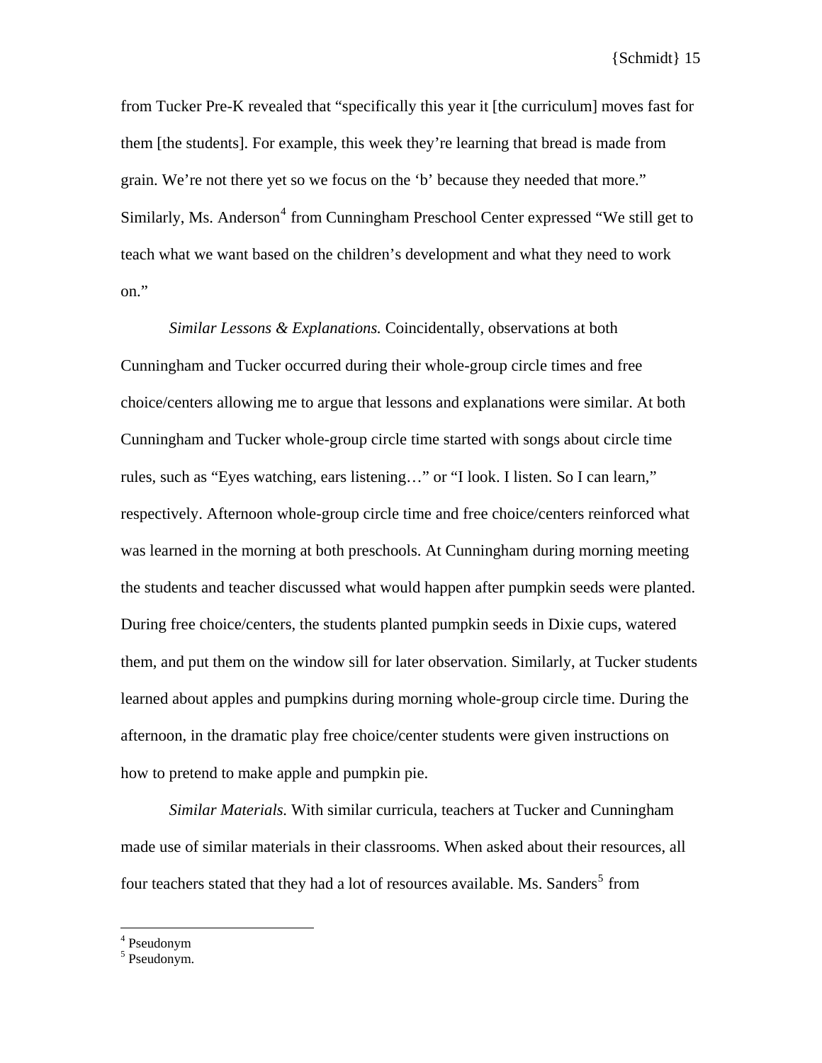from Tucker Pre-K revealed that "specifically this year it [the curriculum] moves fast for them [the students]. For example, this week they're learning that bread is made from grain. We're not there yet so we focus on the 'b' because they needed that more." Similarly, Ms. Anderson[4] from Cunningham Preschool Center expressed "We still get to teach what we want based on the children's development and what they need to work on."

*Similar Lessons & Explanations.* Coincidentally, observations at both Cunningham and Tucker occurred during their whole-group circle times and free choice/centers allowing me to argue that lessons and explanations were similar. At both Cunningham and Tucker whole-group circle time started with songs about circle time rules, such as "Eyes watching, ears listening…" or "I look. I listen. So I can learn," respectively. Afternoon whole-group circle time and free choice/centers reinforced what was learned in the morning at both preschools. At Cunningham during morning meeting the students and teacher discussed what would happen after pumpkin seeds were planted. During free choice/centers, the students planted pumpkin seeds in Dixie cups, watered them, and put them on the window sill for later observation. Similarly, at Tucker students learned about apples and pumpkins during morning whole-group circle time. During the afternoon, in the dramatic play free choice/center students were given instructions on how to pretend to make apple and pumpkin pie.

*Similar Materials.* With similar curricula, teachers at Tucker and Cunningham made use of similar materials in their classrooms. When asked about their resources, all four teachers stated that they had a lot of resources available. Ms. Sanders[5] from

[4] Pseudonym
[5] Pseudonym.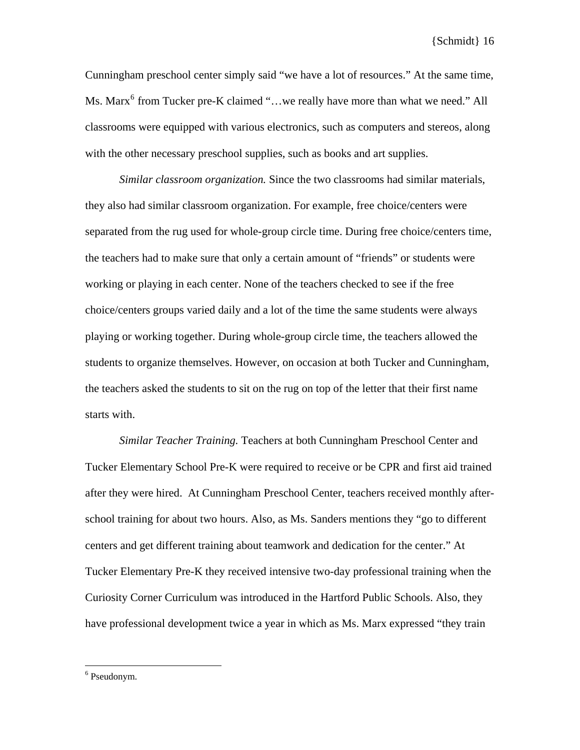Cunningham preschool center simply said "we have a lot of resources." At the same time, Ms. Marx[6] from Tucker pre-K claimed "…we really have more than what we need." All classrooms were equipped with various electronics, such as computers and stereos, along with the other necessary preschool supplies, such as books and art supplies.

*Similar classroom organization.* Since the two classrooms had similar materials, they also had similar classroom organization. For example, free choice/centers were separated from the rug used for whole-group circle time. During free choice/centers time, the teachers had to make sure that only a certain amount of "friends" or students were working or playing in each center. None of the teachers checked to see if the free choice/centers groups varied daily and a lot of the time the same students were always playing or working together. During whole-group circle time, the teachers allowed the students to organize themselves. However, on occasion at both Tucker and Cunningham, the teachers asked the students to sit on the rug on top of the letter that their first name starts with.

*Similar Teacher Training.* Teachers at both Cunningham Preschool Center and Tucker Elementary School Pre-K were required to receive or be CPR and first aid trained after they were hired. At Cunningham Preschool Center, teachers received monthly after-school training for about two hours. Also, as Ms. Sanders mentions they "go to different centers and get different training about teamwork and dedication for the center." At Tucker Elementary Pre-K they received intensive two-day professional training when the Curiosity Corner Curriculum was introduced in the Hartford Public Schools. Also, they have professional development twice a year in which as Ms. Marx expressed "they train

[6] Pseudonym.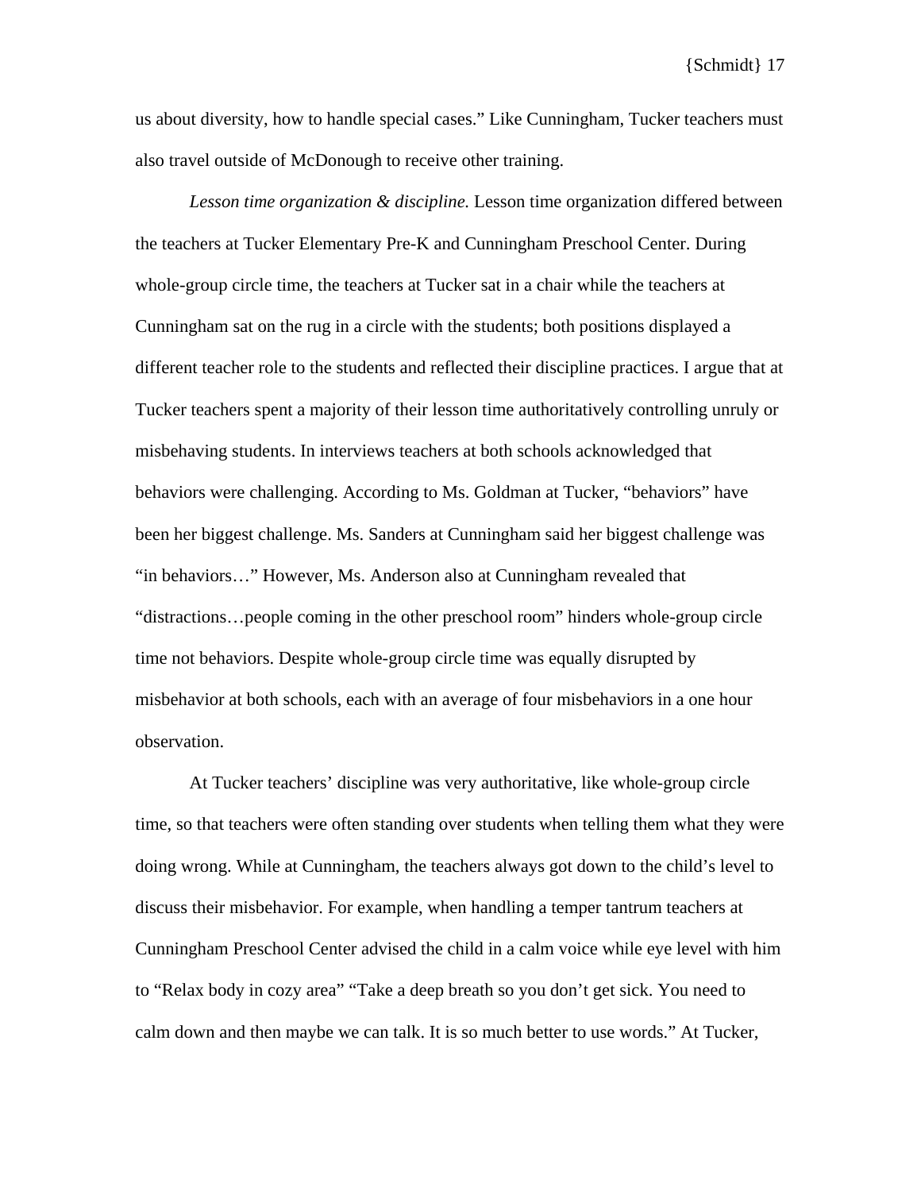us about diversity, how to handle special cases." Like Cunningham, Tucker teachers must also travel outside of McDonough to receive other training.

*Lesson time organization & discipline.* Lesson time organization differed between the teachers at Tucker Elementary Pre-K and Cunningham Preschool Center. During whole-group circle time, the teachers at Tucker sat in a chair while the teachers at Cunningham sat on the rug in a circle with the students; both positions displayed a different teacher role to the students and reflected their discipline practices. I argue that at Tucker teachers spent a majority of their lesson time authoritatively controlling unruly or misbehaving students. In interviews teachers at both schools acknowledged that behaviors were challenging. According to Ms. Goldman at Tucker, "behaviors" have been her biggest challenge. Ms. Sanders at Cunningham said her biggest challenge was "in behaviors…" However, Ms. Anderson also at Cunningham revealed that "distractions…people coming in the other preschool room" hinders whole-group circle time not behaviors. Despite whole-group circle time was equally disrupted by misbehavior at both schools, each with an average of four misbehaviors in a one hour observation.

At Tucker teachers' discipline was very authoritative, like whole-group circle time, so that teachers were often standing over students when telling them what they were doing wrong. While at Cunningham, the teachers always got down to the child's level to discuss their misbehavior. For example, when handling a temper tantrum teachers at Cunningham Preschool Center advised the child in a calm voice while eye level with him to "Relax body in cozy area" "Take a deep breath so you don't get sick. You need to calm down and then maybe we can talk. It is so much better to use words." At Tucker,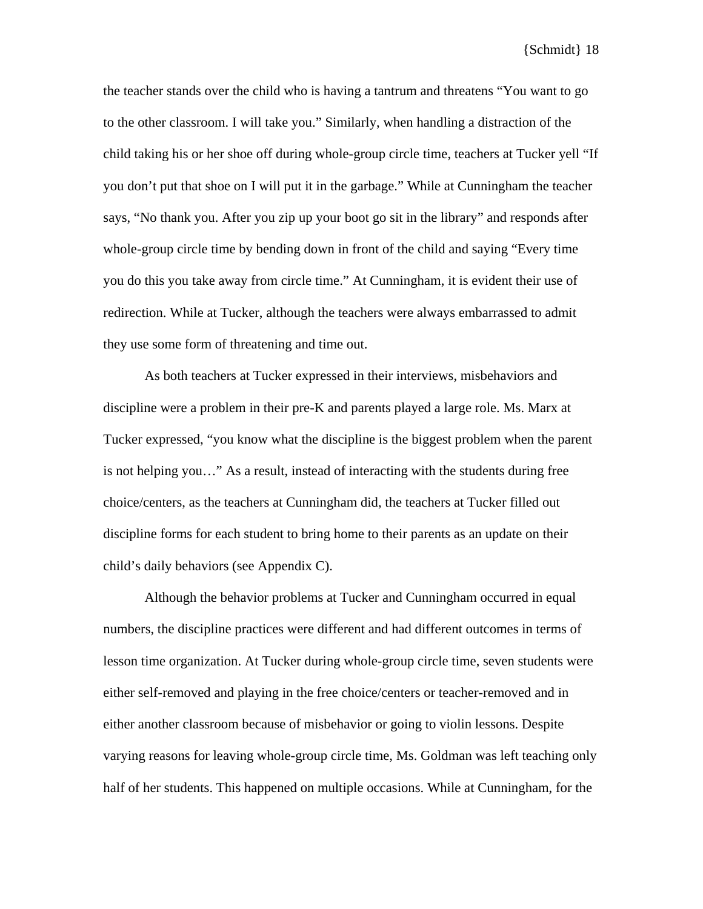the teacher stands over the child who is having a tantrum and threatens “You want to go to the other classroom. I will take you.” Similarly, when handling a distraction of the child taking his or her shoe off during whole-group circle time, teachers at Tucker yell “If you don’t put that shoe on I will put it in the garbage.” While at Cunningham the teacher says, “No thank you. After you zip up your boot go sit in the library” and responds after whole-group circle time by bending down in front of the child and saying “Every time you do this you take away from circle time.” At Cunningham, it is evident their use of redirection. While at Tucker, although the teachers were always embarrassed to admit they use some form of threatening and time out.

As both teachers at Tucker expressed in their interviews, misbehaviors and discipline were a problem in their pre-K and parents played a large role. Ms. Marx at Tucker expressed, “you know what the discipline is the biggest problem when the parent is not helping you…” As a result, instead of interacting with the students during free choice/centers, as the teachers at Cunningham did, the teachers at Tucker filled out discipline forms for each student to bring home to their parents as an update on their child’s daily behaviors (see Appendix C).

Although the behavior problems at Tucker and Cunningham occurred in equal numbers, the discipline practices were different and had different outcomes in terms of lesson time organization. At Tucker during whole-group circle time, seven students were either self-removed and playing in the free choice/centers or teacher-removed and in either another classroom because of misbehavior or going to violin lessons. Despite varying reasons for leaving whole-group circle time, Ms. Goldman was left teaching only half of her students. This happened on multiple occasions. While at Cunningham, for the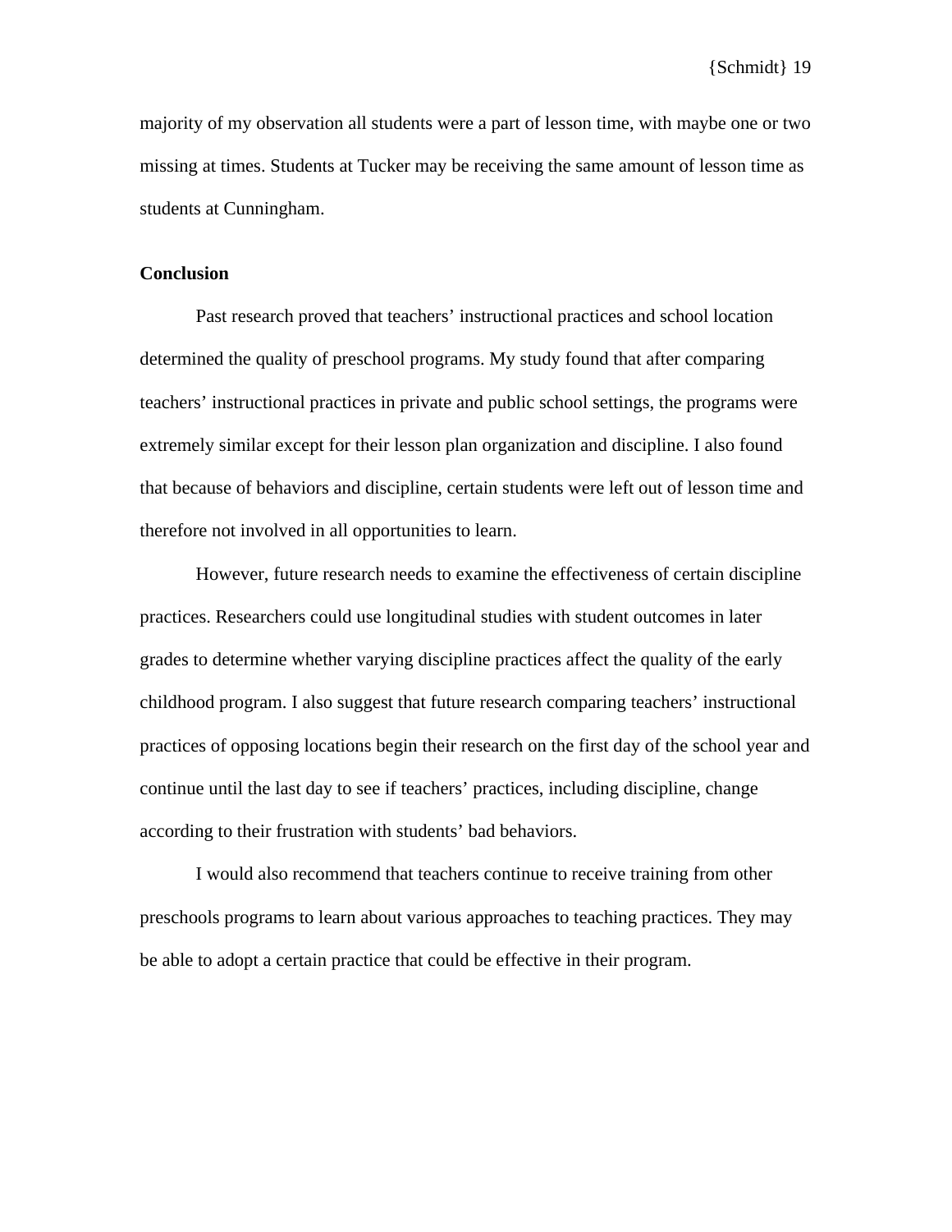majority of my observation all students were a part of lesson time, with maybe one or two missing at times. Students at Tucker may be receiving the same amount of lesson time as students at Cunningham.

## Conclusion

Past research proved that teachers' instructional practices and school location determined the quality of preschool programs. My study found that after comparing teachers' instructional practices in private and public school settings, the programs were extremely similar except for their lesson plan organization and discipline. I also found that because of behaviors and discipline, certain students were left out of lesson time and therefore not involved in all opportunities to learn.

However, future research needs to examine the effectiveness of certain discipline practices. Researchers could use longitudinal studies with student outcomes in later grades to determine whether varying discipline practices affect the quality of the early childhood program. I also suggest that future research comparing teachers' instructional practices of opposing locations begin their research on the first day of the school year and continue until the last day to see if teachers' practices, including discipline, change according to their frustration with students' bad behaviors.

I would also recommend that teachers continue to receive training from other preschools programs to learn about various approaches to teaching practices. They may be able to adopt a certain practice that could be effective in their program.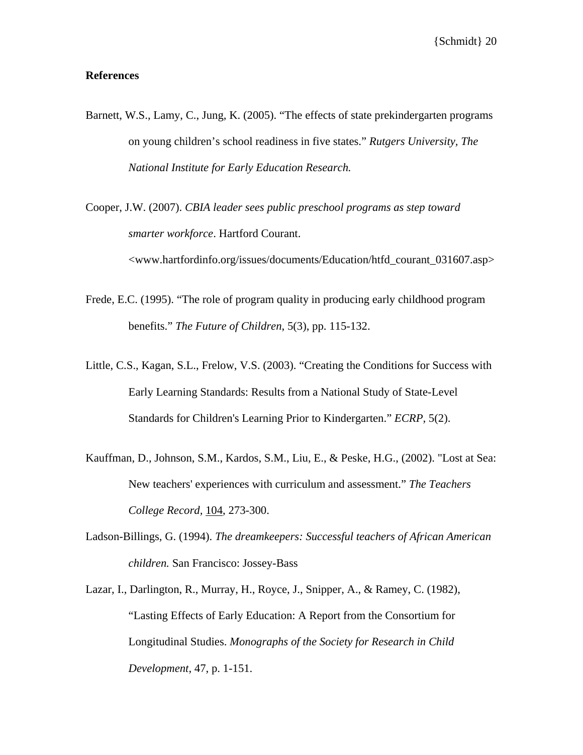**References**

Barnett, W.S., Lamy, C., Jung, K. (2005). "The effects of state prekindergarten programs on young children's school readiness in five states." *Rutgers University, The National Institute for Early Education Research.*

Cooper, J.W. (2007). *CBIA leader sees public preschool programs as step toward smarter workforce*. Hartford Courant. <www.hartfordinfo.org/issues/documents/Education/htfd_courant_031607.asp>

Frede, E.C. (1995). "The role of program quality in producing early childhood program benefits." *The Future of Children*, 5(3), pp. 115-132.

Little, C.S., Kagan, S.L., Frelow, V.S. (2003). "Creating the Conditions for Success with Early Learning Standards: Results from a National Study of State-Level Standards for Children's Learning Prior to Kindergarten." *ECRP*, 5(2).

Kauffman, D., Johnson, S.M., Kardos, S.M., Liu, E., & Peske, H.G., (2002). "Lost at Sea: New teachers' experiences with curriculum and assessment." *The Teachers College Record*, 104, 273-300.

Ladson-Billings, G. (1994). *The dreamkeepers: Successful teachers of African American children.* San Francisco: Jossey-Bass

Lazar, I., Darlington, R., Murray, H., Royce, J., Snipper, A., & Ramey, C. (1982), "Lasting Effects of Early Education: A Report from the Consortium for Longitudinal Studies. *Monographs of the Society for Research in Child Development*, 47, p. 1-151.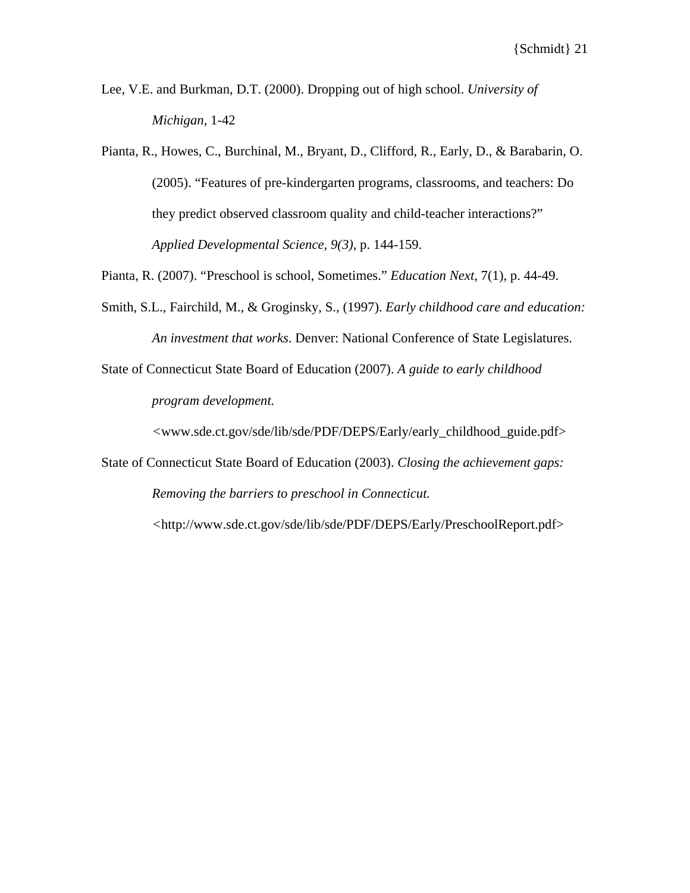Lee, V.E. and Burkman, D.T. (2000). Dropping out of high school. *University of Michigan*, 1-42

Pianta, R., Howes, C., Burchinal, M., Bryant, D., Clifford, R., Early, D., & Barabarin, O. (2005). "Features of pre-kindergarten programs, classrooms, and teachers: Do they predict observed classroom quality and child-teacher interactions?" *Applied Developmental Science, 9(3)*, p. 144-159.

Pianta, R. (2007). "Preschool is school, Sometimes." *Education Next*, 7(1), p. 44-49.

Smith, S.L., Fairchild, M., & Groginsky, S., (1997). *Early childhood care and education: An investment that works*. Denver: National Conference of State Legislatures.

State of Connecticut State Board of Education (2007). *A guide to early childhood program development.* <www.sde.ct.gov/sde/lib/sde/PDF/DEPS/Early/early_childhood_guide.pdf>

State of Connecticut State Board of Education (2003). *Closing the achievement gaps: Removing the barriers to preschool in Connecticut.* <http://www.sde.ct.gov/sde/lib/sde/PDF/DEPS/Early/PreschoolReport.pdf>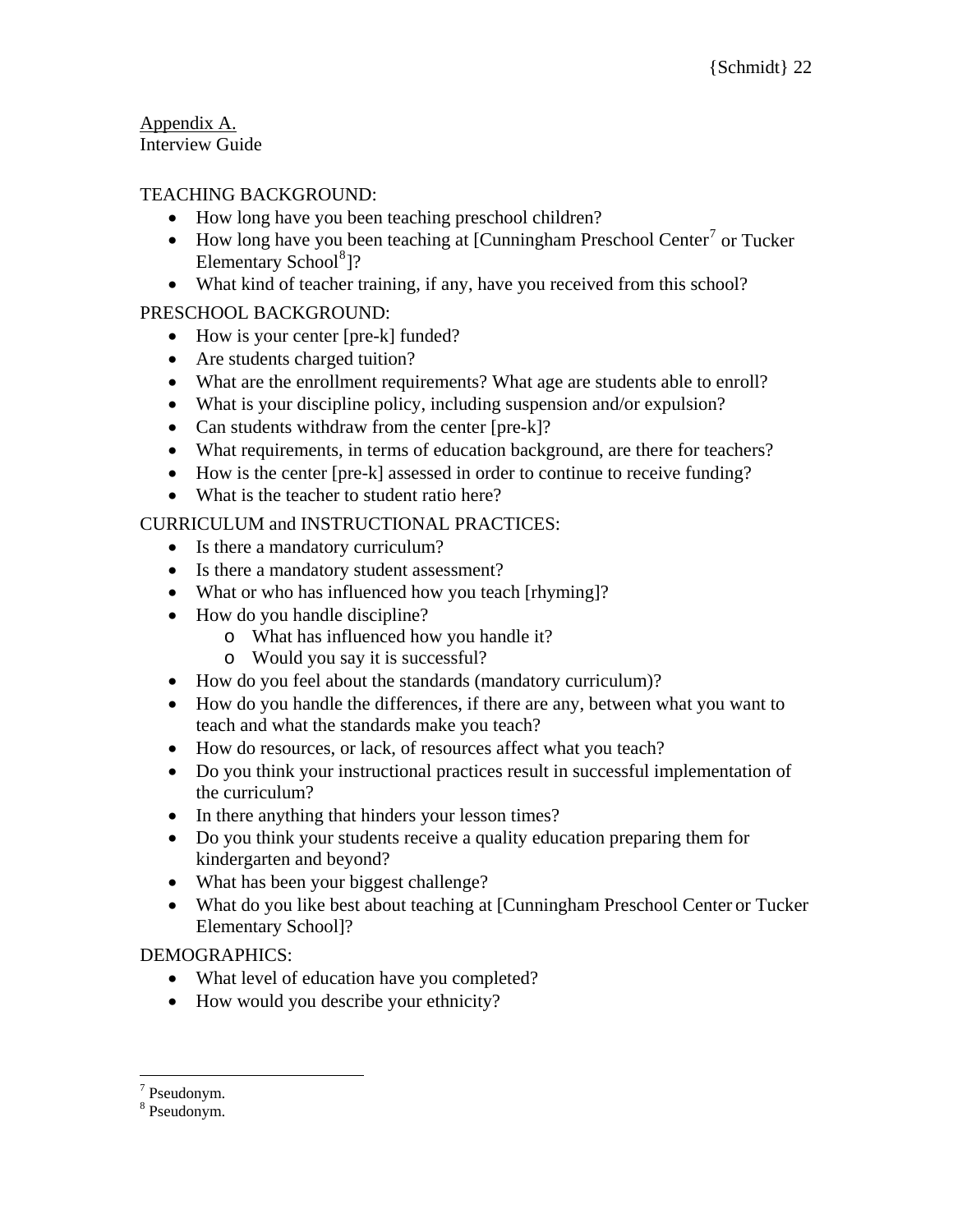Appendix A.
Interview Guide

TEACHING BACKGROUND:

- How long have you been teaching preschool children?
- How long have you been teaching at [Cunningham Preschool Center[7] or Tucker Elementary School[8]]?
- What kind of teacher training, if any, have you received from this school?

PRESCHOOL BACKGROUND:

- How is your center [pre-k] funded?
- Are students charged tuition?
- What are the enrollment requirements? What age are students able to enroll?
- What is your discipline policy, including suspension and/or expulsion?
- Can students withdraw from the center [pre-k]?
- What requirements, in terms of education background, are there for teachers?
- How is the center [pre-k] assessed in order to continue to receive funding?
- What is the teacher to student ratio here?

CURRICULUM and INSTRUCTIONAL PRACTICES:

- Is there a mandatory curriculum?
- Is there a mandatory student assessment?
- What or who has influenced how you teach [rhyming]?
- How do you handle discipline?
    - What has influenced how you handle it?
    - Would you say it is successful?
- How do you feel about the standards (mandatory curriculum)?
- How do you handle the differences, if there are any, between what you want to teach and what the standards make you teach?
- How do resources, or lack, of resources affect what you teach?
- Do you think your instructional practices result in successful implementation of the curriculum?
- In there anything that hinders your lesson times?
- Do you think your students receive a quality education preparing them for kindergarten and beyond?
- What has been your biggest challenge?
- What do you like best about teaching at [Cunningham Preschool Center or Tucker Elementary School]?

DEMOGRAPHICS:

- What level of education have you completed?
- How would you describe your ethnicity?

[7] Pseudonym.
[8] Pseudonym.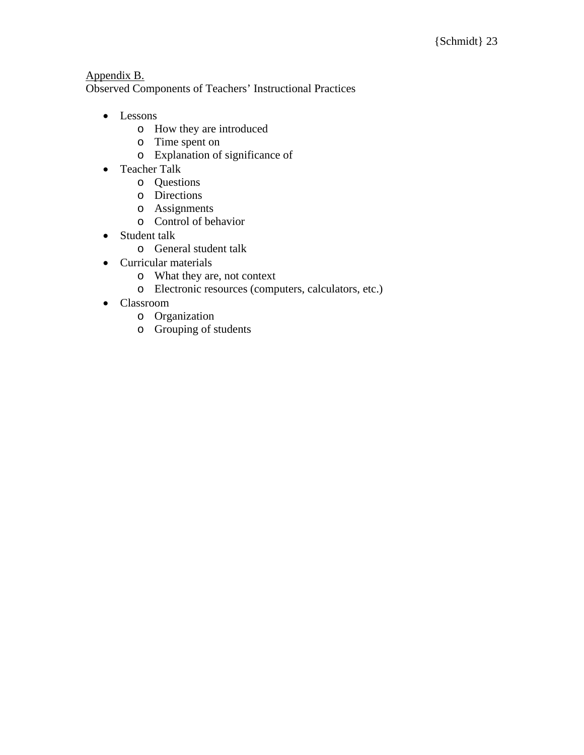Appendix B.

Observed Components of Teachers' Instructional Practices

- Lessons
  - How they are introduced
  - Time spent on
  - Explanation of significance of
- Teacher Talk
  - Questions
  - Directions
  - Assignments
  - Control of behavior
- Student talk
  - General student talk
- Curricular materials
  - What they are, not context
  - Electronic resources (computers, calculators, etc.)
- Classroom
  - Organization
  - Grouping of students